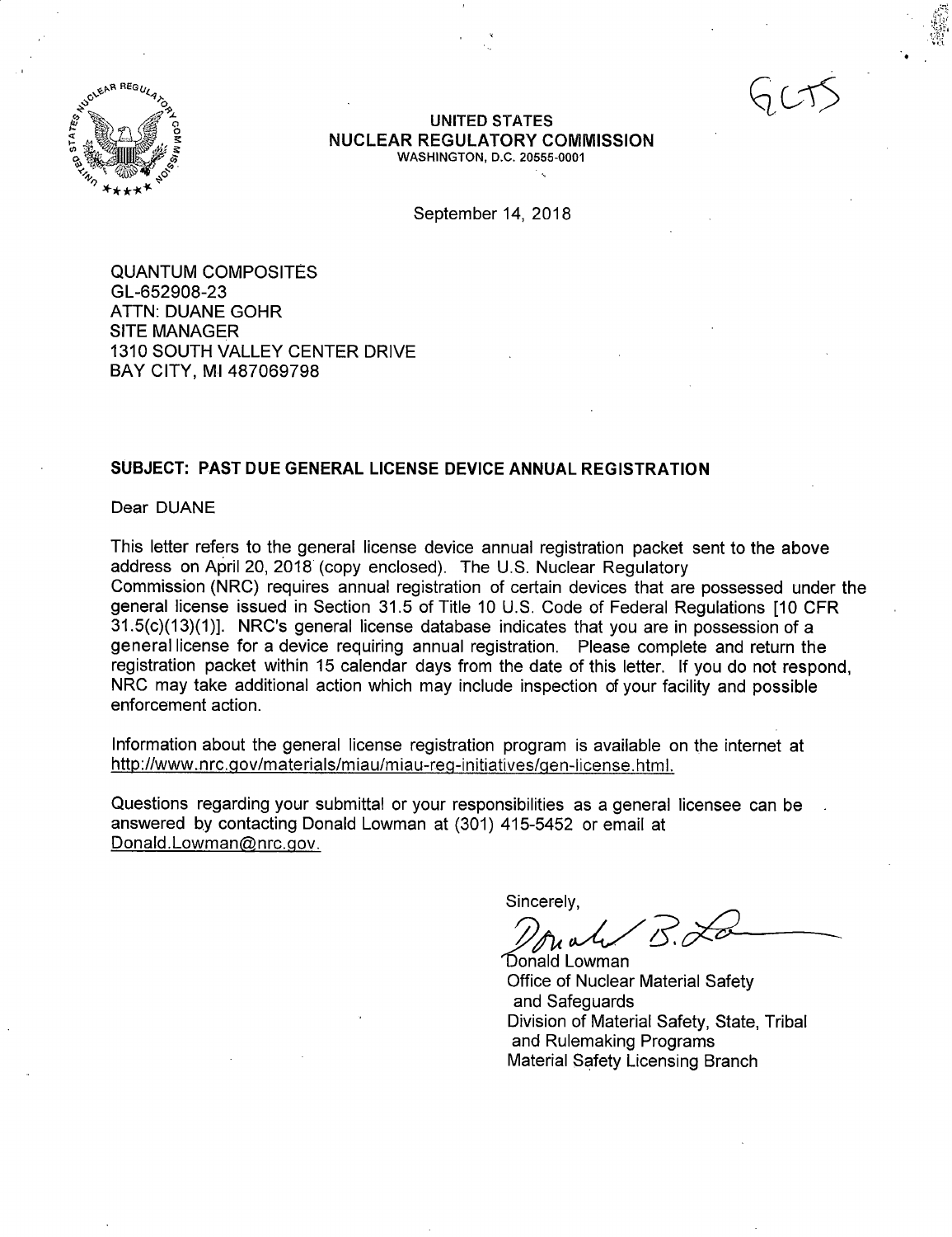GLTS

**UNITED STATES**
**NUCLEAR REGULATORY COMMISSION**
WASHINGTON, D.C. 20555-0001

September 14, 2018

QUANTUM COMPOSITES
GL-652908-23
ATTN: DUANE GOHR
SITE MANAGER
1310 SOUTH VALLEY CENTER DRIVE
BAY CITY, MI 487069798

**SUBJECT: PAST DUE GENERAL LICENSE DEVICE ANNUAL REGISTRATION**

Dear DUANE

This letter refers to the general license device annual registration packet sent to the above address on April 20, 2018 (copy enclosed). The U.S. Nuclear Regulatory Commission (NRC) requires annual registration of certain devices that are possessed under the general license issued in Section 31.5 of Title 10 U.S. Code of Federal Regulations [10 CFR 31.5(c)(13)(1)]. NRC's general license database indicates that you are in possession of a general license for a device requiring annual registration. Please complete and return the registration packet within 15 calendar days from the date of this letter. If you do not respond, NRC may take additional action which may include inspection of your facility and possible enforcement action.

Information about the general license registration program is available on the internet at http://www.nrc.gov/materials/miau/miau-reg-initiatives/gen-license.html.

Questions regarding your submittal or your responsibilities as a general licensee can be answered by contacting Donald Lowman at (301) 415-5452 or email at Donald.Lowman@nrc.gov.

Sincerely,

Donald B. Lowman

Donald Lowman
Office of Nuclear Material Safety
and Safeguards
Division of Material Safety, State, Tribal
and Rulemaking Programs
Material Safety Licensing Branch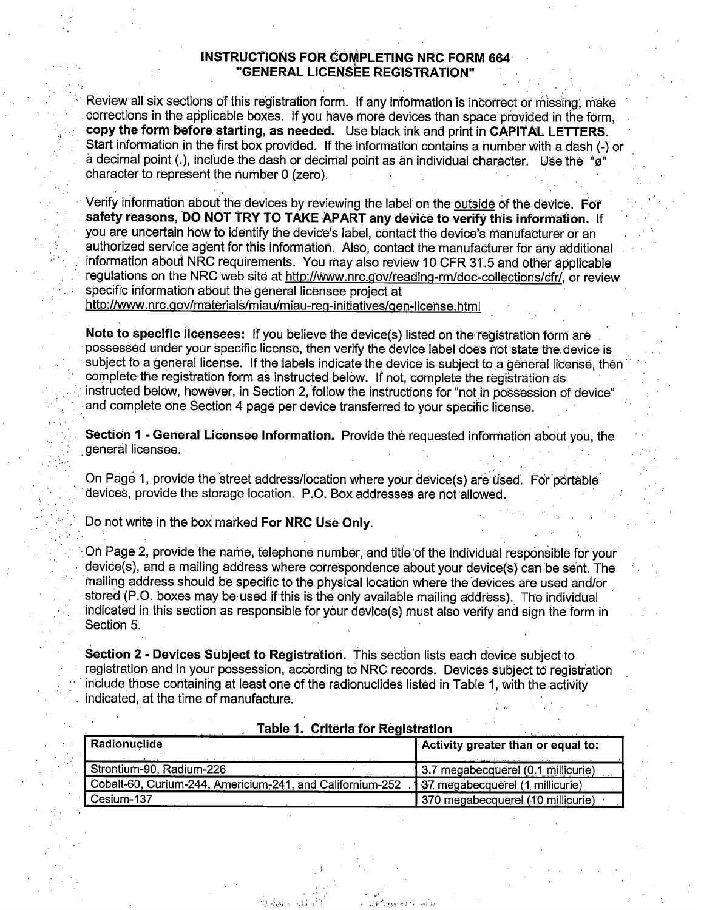# INSTRUCTIONS FOR COMPLETING NRC FORM 664 "GENERAL LICENSEE REGISTRATION"

Review all six sections of this registration form. If any information is incorrect or missing, make corrections in the applicable boxes. If you have more devices than space provided in the form, **copy the form before starting, as needed.** Use black ink and print in **CAPITAL LETTERS.** Start information in the first box provided. If the information contains a number with a dash (-) or a decimal point (.), include the dash or decimal point as an individual character. Use the "ø" character to represent the number 0 (zero).

Verify information about the devices by reviewing the label on the outside of the device. **For safety reasons, DO NOT TRY TO TAKE APART any device to verify this information.** If you are uncertain how to identify the device's label, contact the device's manufacturer or an authorized service agent for this information. Also, contact the manufacturer for any additional information about NRC requirements. You may also review 10 CFR 31.5 and other applicable regulations on the NRC web site at http://www.nrc.gov/reading-rm/doc-collections/cfr/, or review specific information about the general licensee project at http://www.nrc.gov/materials/miau/miau-reg-initiatives/gen-license.html

**Note to specific licensees:** If you believe the device(s) listed on the registration form are possessed under your specific license, then verify the device label does not state the device is subject to a general license. If the labels indicate the device is subject to a general license, then complete the registration form as instructed below. If not, complete the registration as instructed below, however, in Section 2, follow the instructions for "not in possession of device" and complete one Section 4 page per device transferred to your specific license.

**Section 1 - General Licensee Information.** Provide the requested information about you, the general licensee.

On Page 1, provide the street address/location where your device(s) are used. For portable devices, provide the storage location. P.O. Box addresses are not allowed.

Do not write in the box marked **For NRC Use Only**.

On Page 2, provide the name, telephone number, and title of the individual responsible for your device(s), and a mailing address where correspondence about your device(s) can be sent. The mailing address should be specific to the physical location where the devices are used and/or stored (P.O. boxes may be used if this is the only available mailing address). The individual indicated in this section as responsible for your device(s) must also verify and sign the form in Section 5.

**Section 2 - Devices Subject to Registration.** This section lists each device subject to registration and in your possession, according to NRC records. Devices subject to registration include those containing at least one of the radionuclides listed in Table 1, with the activity indicated, at the time of manufacture.

**Table 1. Criteria for Registration**

| Radionuclide | Activity greater than or equal to: |
|---|---|
| Strontium-90, Radium-226 | 3.7 megabecquerel (0.1 millicurie) |
| Cobalt-60, Curium-244, Americium-241, and Californium-252 | 37 megabecquerel (1 millicurie) |
| Cesium-137 | 370 megabecquerel (10 millicurie) |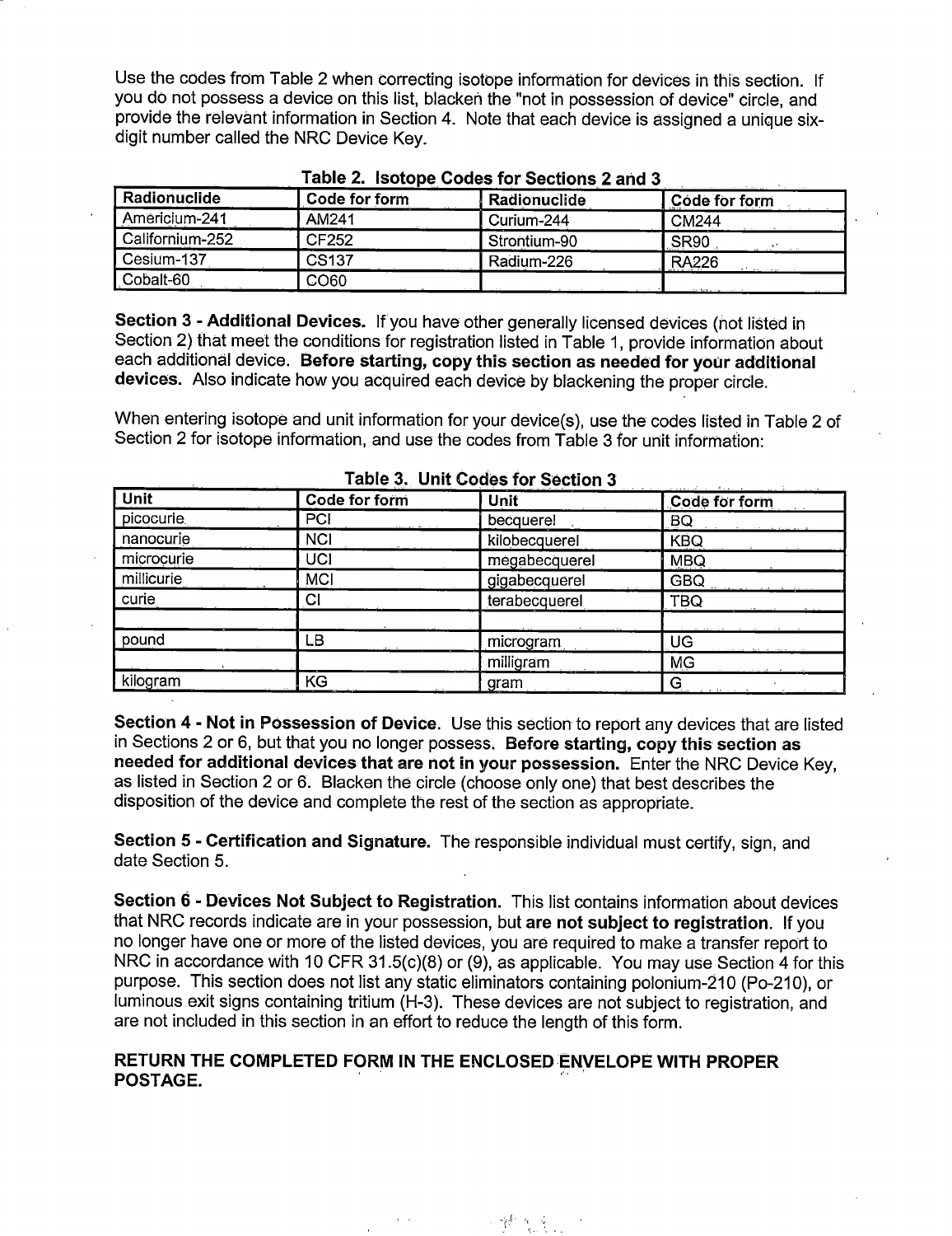Use the codes from Table 2 when correcting isotope information for devices in this section. If you do not possess a device on this list, blacken the "not in possession of device" circle, and provide the relevant information in Section 4. Note that each device is assigned a unique six-digit number called the NRC Device Key.

**Table 2. Isotope Codes for Sections 2 and 3**

| Radionuclide | Code for form | Radionuclide | Code for form |
|---|---|---|---|
| Americium-241 | AM241 | Curium-244 | CM244 |
| Californium-252 | CF252 | Strontium-90 | SR90 |
| Cesium-137 | CS137 | Radium-226 | RA226 |
| Cobalt-60 | CO60 | | |

**Section 3 - Additional Devices.** If you have other generally licensed devices (not listed in Section 2) that meet the conditions for registration listed in Table 1, provide information about each additional device. **Before starting, copy this section as needed for your additional devices.** Also indicate how you acquired each device by blackening the proper circle.

When entering isotope and unit information for your device(s), use the codes listed in Table 2 of Section 2 for isotope information, and use the codes from Table 3 for unit information:

**Table 3. Unit Codes for Section 3**

| Unit | Code for form | Unit | Code for form |
|---|---|---|---|
| picocurie | PCI | becquerel | BQ |
| nanocurie | NCI | kilobecquerel | KBQ |
| microcurie | UCI | megabecquerel | MBQ |
| millicurie | MCI | gigabecquerel | GBQ |
| curie | CI | terabecquerel | TBQ |
| | | | |
| pound | LB | microgram | UG |
| | | milligram | MG |
| kilogram | KG | gram | G |

**Section 4 - Not in Possession of Device.** Use this section to report any devices that are listed in Sections 2 or 6, but that you no longer possess. **Before starting, copy this section as needed for additional devices that are not in your possession.** Enter the NRC Device Key, as listed in Section 2 or 6. Blacken the circle (choose only one) that best describes the disposition of the device and complete the rest of the section as appropriate.

**Section 5 - Certification and Signature.** The responsible individual must certify, sign, and date Section 5.

**Section 6 - Devices Not Subject to Registration.** This list contains information about devices that NRC records indicate are in your possession, but **are not subject to registration**. If you no longer have one or more of the listed devices, you are required to make a transfer report to NRC in accordance with 10 CFR 31.5(c)(8) or (9), as applicable. You may use Section 4 for this purpose. This section does not list any static eliminators containing polonium-210 (Po-210), or luminous exit signs containing tritium (H-3). These devices are not subject to registration, and are not included in this section in an effort to reduce the length of this form.

**RETURN THE COMPLETED FORM IN THE ENCLOSED ENVELOPE WITH PROPER POSTAGE.**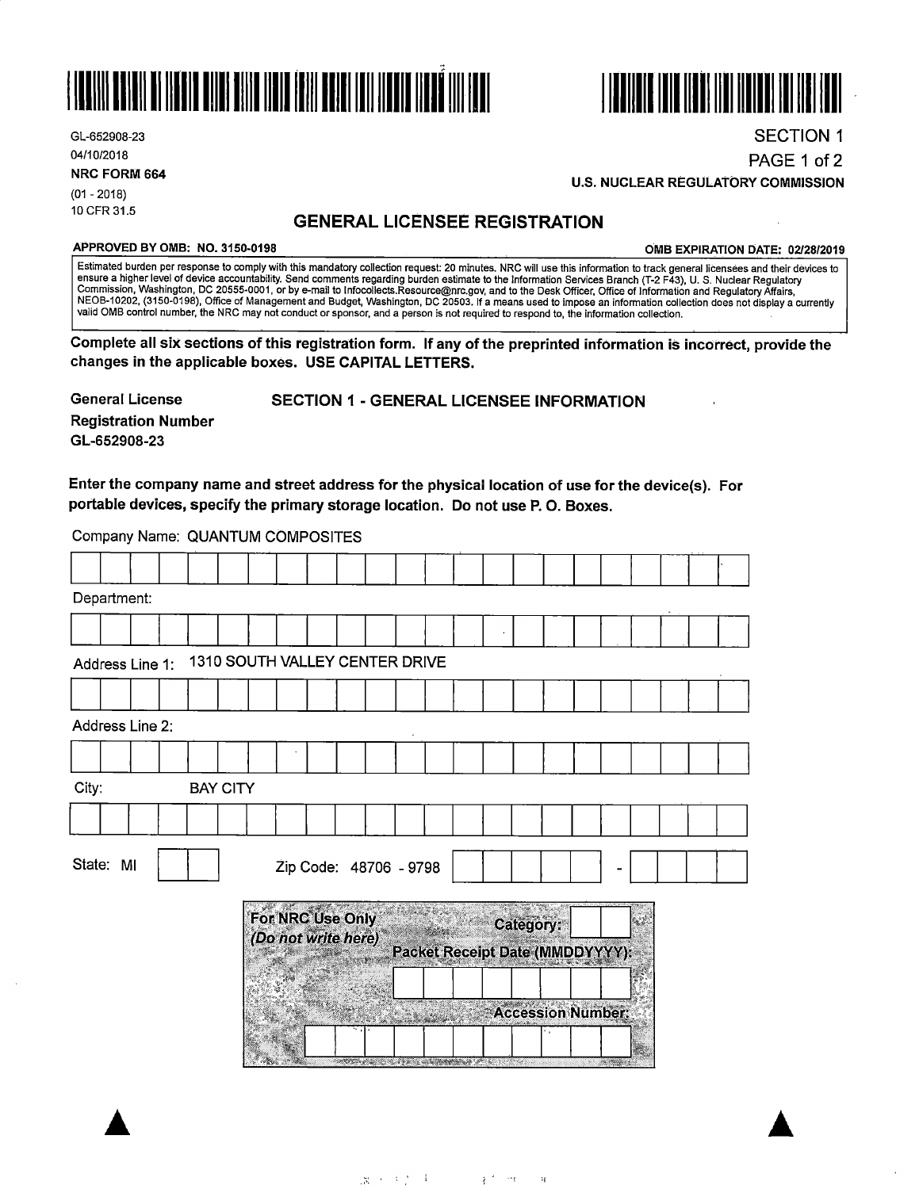GL-652908-23
04/10/2018
**NRC FORM 664**
(01 - 2018)
10 CFR 31.5

SECTION 1
PAGE 1 of 2
**U.S. NUCLEAR REGULATORY COMMISSION**

## GENERAL LICENSEE REGISTRATION

**APPROVED BY OMB: NO. 3150-0198** **OMB EXPIRATION DATE: 02/28/2019**

Estimated burden per response to comply with this mandatory collection request: 20 minutes. NRC will use this information to track general licensees and their devices to ensure a higher level of device accountability. Send comments regarding burden estimate to the Information Services Branch (T-2 F43), U. S. Nuclear Regulatory Commission, Washington, DC 20555-0001, or by e-mail to Infocollects.Resource@nrc.gov, and to the Desk Officer, Office of Information and Regulatory Affairs, NEOB-10202, (3150-0198), Office of Management and Budget, Washington, DC 20503. If a means used to impose an information collection does not display a currently valid OMB control number, the NRC may not conduct or sponsor, and a person is not required to respond to, the information collection.

**Complete all six sections of this registration form. If any of the preprinted information is incorrect, provide the changes in the applicable boxes. USE CAPITAL LETTERS.**

**General License Registration Number**
**GL-652908-23**

### SECTION 1 - GENERAL LICENSEE INFORMATION

**Enter the company name and street address for the physical location of use for the device(s). For portable devices, specify the primary storage location. Do not use P. O. Boxes.**

Company Name: QUANTUM COMPOSITES

Department:

Address Line 1: 1310 SOUTH VALLEY CENTER DRIVE

Address Line 2:

City: BAY CITY

State: MI

Zip Code: 48706 - 9798

**For NRC Use Only**
***(Do not write here)***

**Category:**

**Packet Receipt Date (MMDDYYYY):**

**Accession Number:**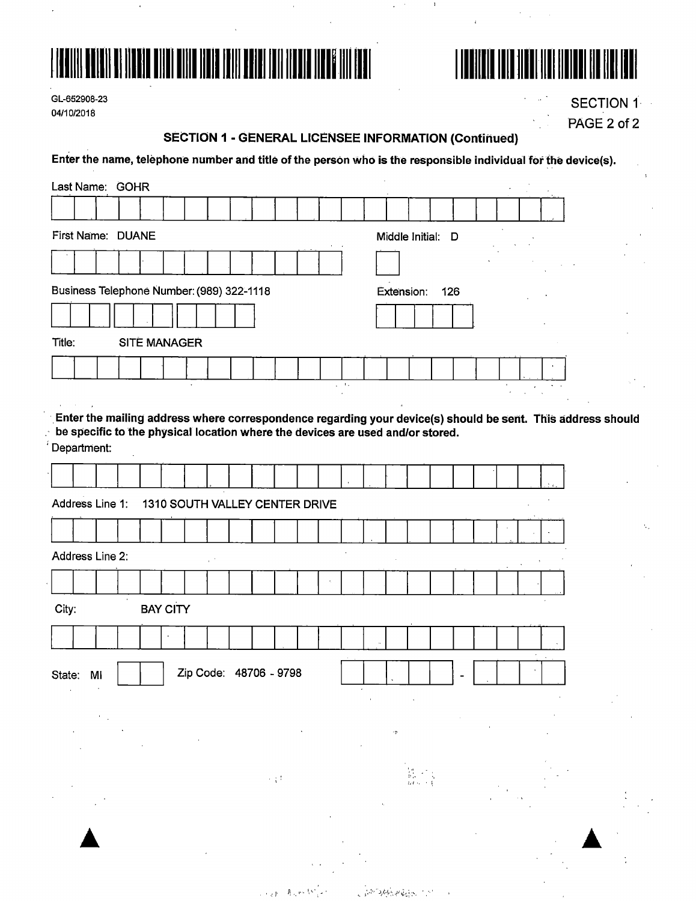GL-652908-23
04/10/2018

SECTION 1
PAGE 2 of 2

## SECTION 1 - GENERAL LICENSEE INFORMATION (Continued)

**Enter the name, telephone number and title of the person who is the responsible individual for the device(s).**

Last Name: GOHR

First Name: DUANE

Middle Initial: D

Business Telephone Number: (989) 322-1118

Extension: 126

Title: SITE MANAGER

**Enter the mailing address where correspondence regarding your device(s) should be sent. This address should be specific to the physical location where the devices are used and/or stored.**

Department:

Address Line 1: 1310 SOUTH VALLEY CENTER DRIVE

Address Line 2:

City: BAY CITY

State: MI

Zip Code: 48706 - 9798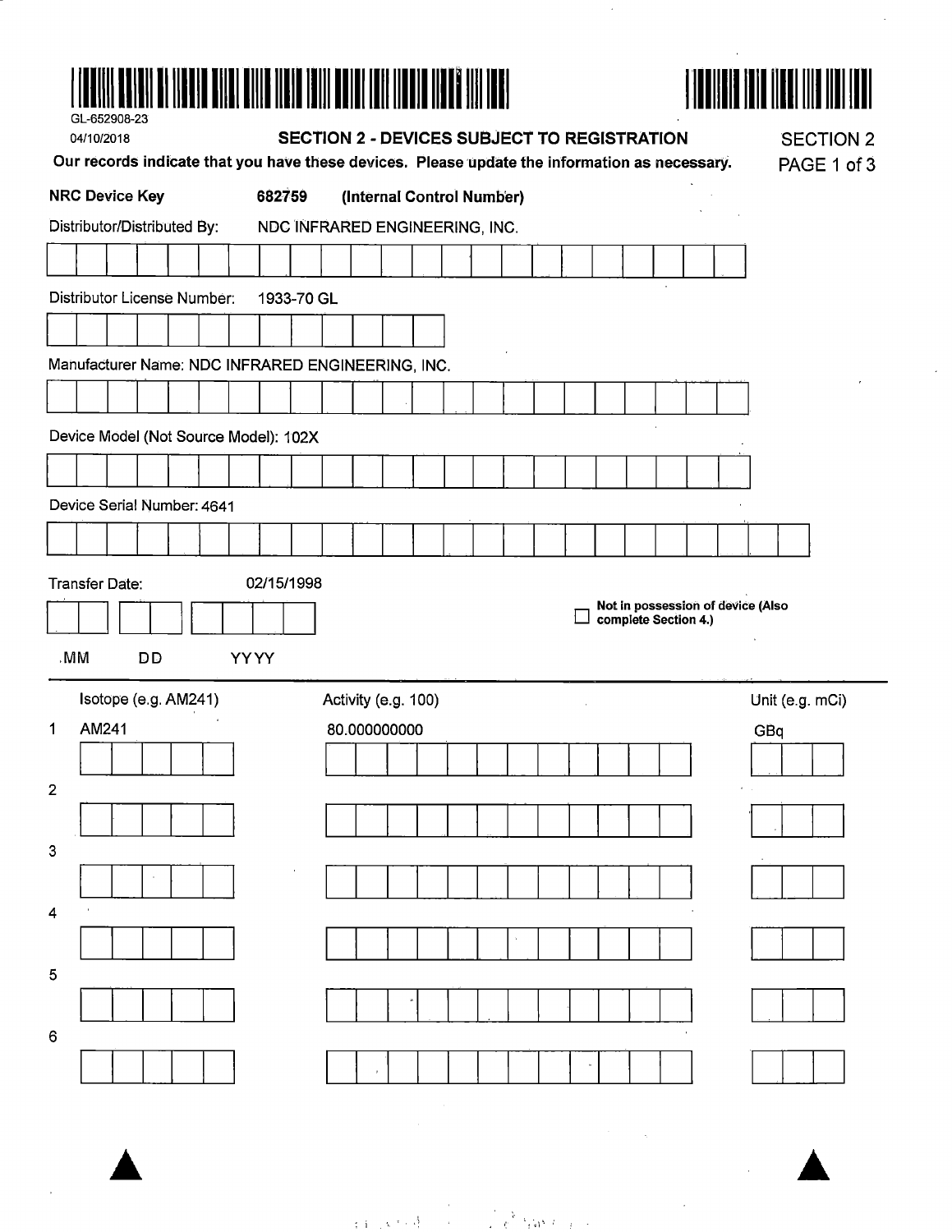GL-652908-23

04/10/2018

## SECTION 2 - DEVICES SUBJECT TO REGISTRATION

SECTION 2

**Our records indicate that you have these devices. Please update the information as necessary.**

**NRC Device Key** **682759** **(Internal Control Number)**

Distributor/Distributed By: NDC INFRARED ENGINEERING, INC.

Distributor License Number: 1933-70 GL

Manufacturer Name: NDC INFRARED ENGINEERING, INC.

Device Model (Not Source Model): 102X

Device Serial Number: 4641

Transfer Date: 02/15/1998

MM DD YYYY

☐ Not in possession of device (Also complete Section 4.)

| | Isotope (e.g. AM241) | Activity (e.g. 100) | Unit (e.g. mCi) |
|---|---|---|---|
| 1 | AM241 | 80.000000000 | GBq |
| 2 | | | |
| 3 | | | |
| 4 | | | |
| 5 | | | |
| 6 | | | |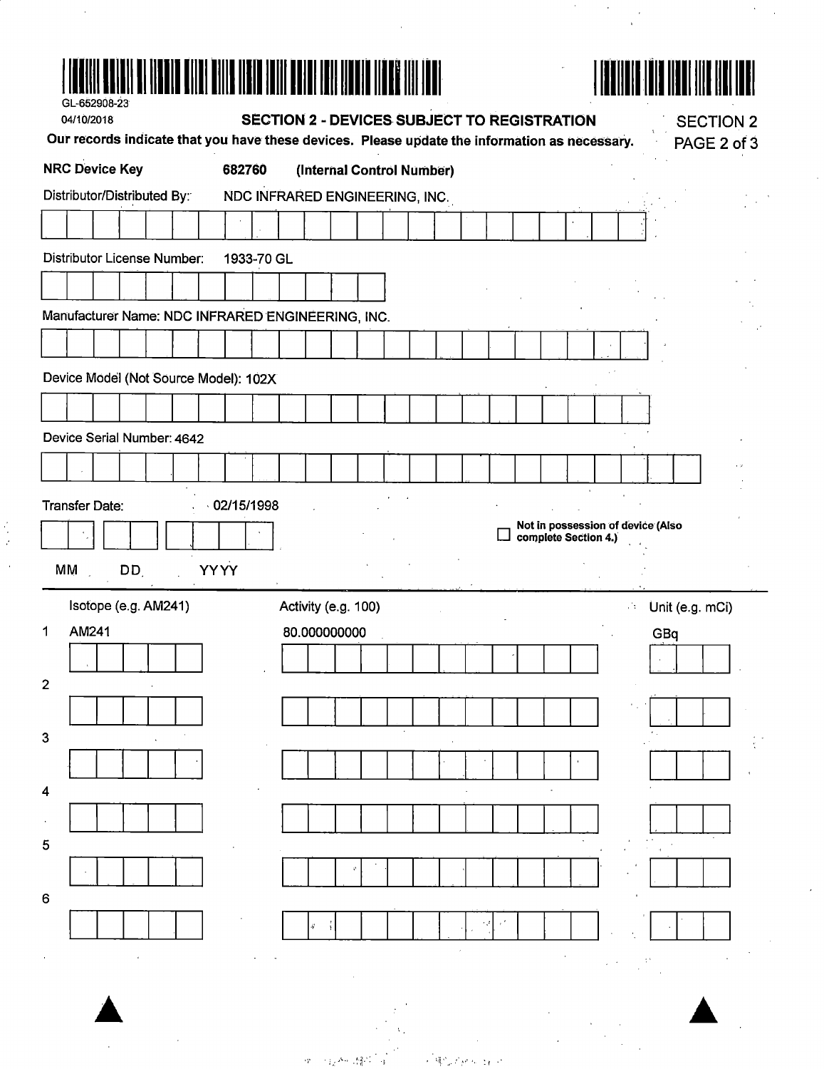GL-652908-23

04/10/2018

## SECTION 2 - DEVICES SUBJECT TO REGISTRATION

**Our records indicate that you have these devices. Please update the information as necessary.**

SECTION 2

**NRC Device Key** **682760** **(Internal Control Number)**

Distributor/Distributed By: NDC INFRARED ENGINEERING, INC.

Distributor License Number: 1933-70 GL

Manufacturer Name: NDC INFRARED ENGINEERING, INC.

Device Model (Not Source Model): 102X

Device Serial Number: 4642

Transfer Date: 02/15/1998

MM DD YYYY

☐ **Not in possession of device (Also complete Section 4.)**

| | Isotope (e.g. AM241) | Activity (e.g. 100) | Unit (e.g. mCi) |
|---|---|---|---|
| 1 | AM241 | 80.000000000 | GBq |
| 2 | | | |
| 3 | | | |
| 4 | | | |
| 5 | | | |
| 6 | | | |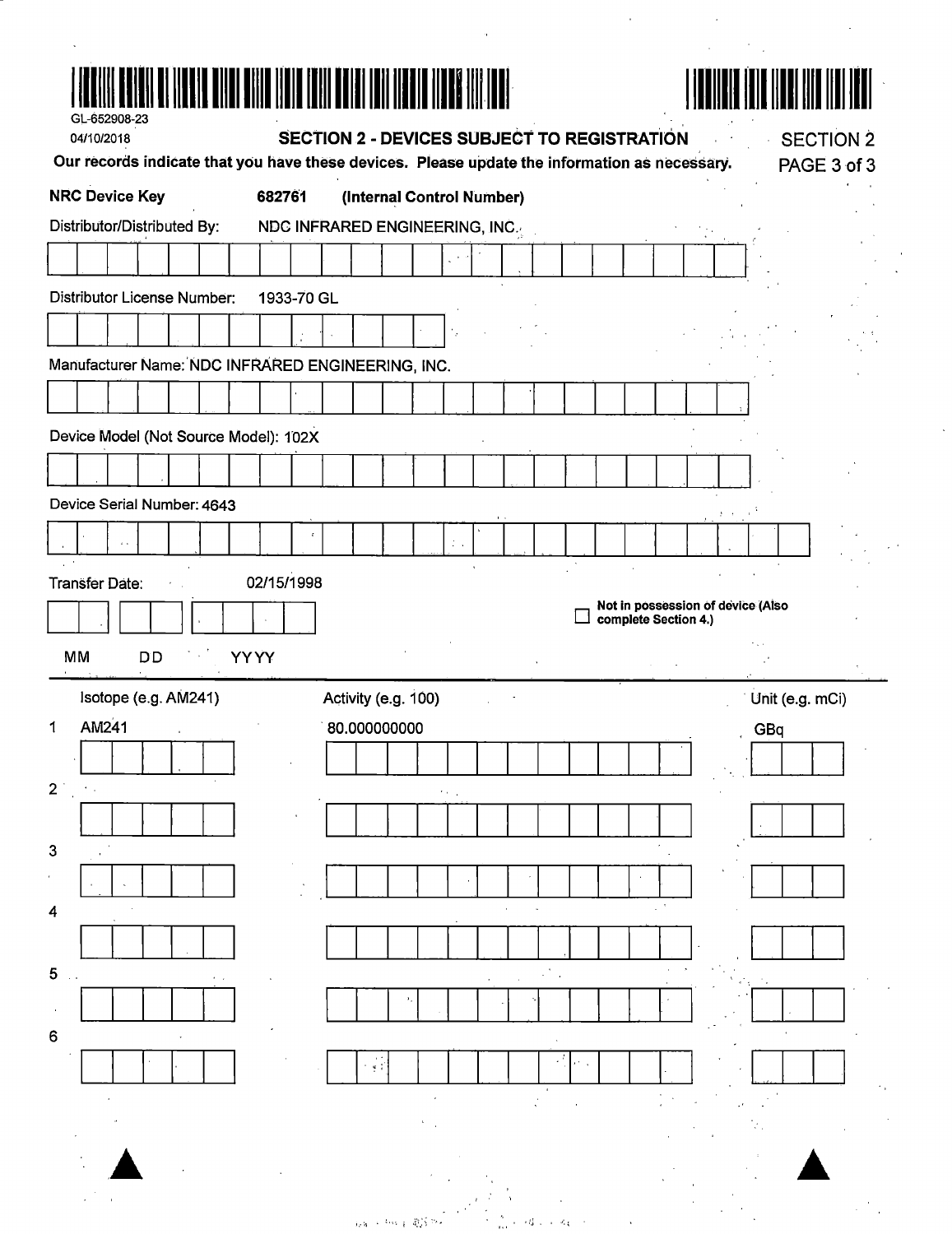GL-652908-23

04/10/2018

## SECTION 2 - DEVICES SUBJECT TO REGISTRATION

SECTION 2
PAGE 3 of 3

**Our records indicate that you have these devices. Please update the information as necessary.**

**NRC Device Key** **682761** **(Internal Control Number)**

Distributor/Distributed By: NDC INFRARED ENGINEERING, INC.

Distributor License Number: 1933-70 GL

Manufacturer Name: NDC INFRARED ENGINEERING, INC.

Device Model (Not Source Model): 102X

Device Serial Number: 4643

Transfer Date: 02/15/1998

MM DD YYYY

☐ **Not in possession of device (Also complete Section 4.)**

| | Isotope (e.g. AM241) | Activity (e.g. 100) | Unit (e.g. mCi) |
|---|---|---|---|
| 1 | AM241 | 80.000000000 | GBq |
| 2 | | | |
| 3 | | | |
| 4 | | | |
| 5 | | | |
| 6 | | | |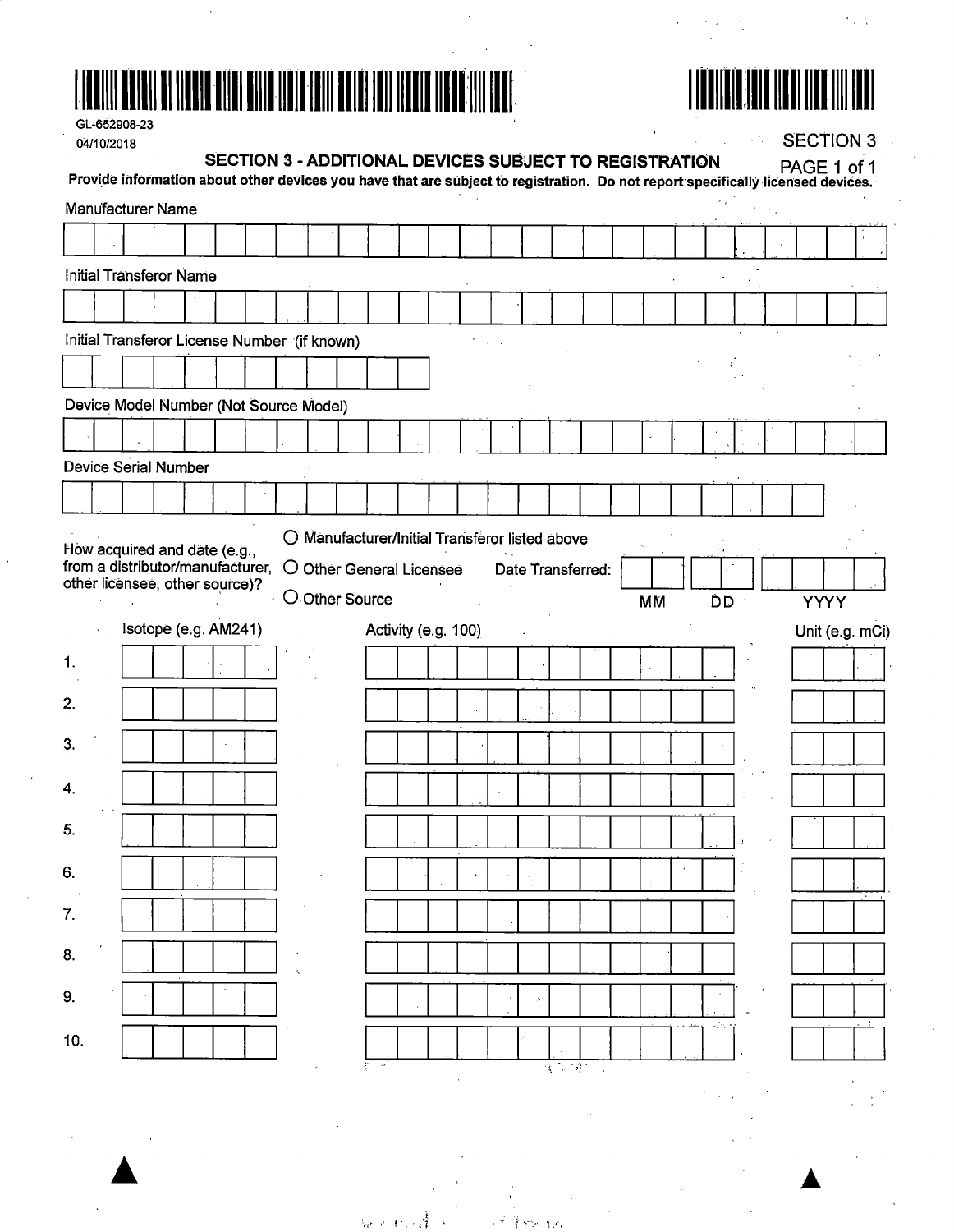GL-652908-23

04/10/2018

SECTION 3

## SECTION 3 - ADDITIONAL DEVICES SUBJECT TO REGISTRATION

PAGE 1 of 1

**Provide information about other devices you have that are subject to registration. Do not report specifically licensed devices.**

Manufacturer Name

Initial Transferor Name

Initial Transferor License Number (if known)

Device Model Number (Not Source Model)

Device Serial Number

How acquired and date (e.g., from a distributor/manufacturer, other licensee, other source)?

- ○ Manufacturer/Initial Transferor listed above
- ○ Other General Licensee
- ○ Other Source

Date Transferred: MM DD YYYY

| | Isotope (e.g. AM241) | Activity (e.g. 100) | Unit (e.g. mCi) |
|---|---|---|---|
| 1. | | | |
| 2. | | | |
| 3. | | | |
| 4. | | | |
| 5. | | | |
| 6. | | | |
| 7. | | | |
| 8. | | | |
| 9. | | | |
| 10. | | | |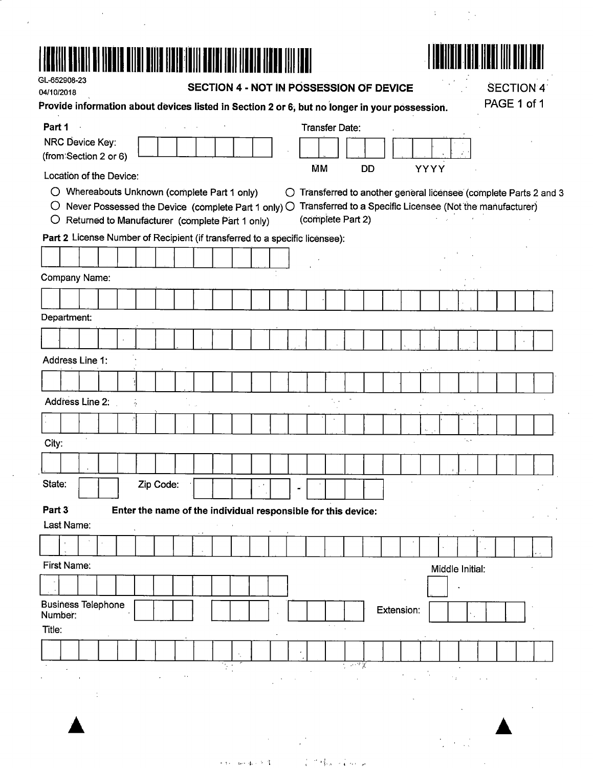GL-652908-23
04/10/2018

## SECTION 4 - NOT IN POSSESSION OF DEVICE

SECTION 4
PAGE 1 of 1

**Provide information about devices listed in Section 2 or 6, but no longer in your possession.**

**Part 1**

NRC Device Key:
(from Section 2 or 6)

Transfer Date: MM DD YYYY

Location of the Device:

- ○ Whereabouts Unknown (complete Part 1 only)
- ○ Never Possessed the Device (complete Part 1 only)
- ○ Returned to Manufacturer (complete Part 1 only)
- ○ Transferred to another general licensee (complete Parts 2 and 3
- ○ Transferred to a Specific Licensee (Not the manufacturer) (complete Part 2)

**Part 2** License Number of Recipient (if transferred to a specific licensee):

Company Name:

Department:

Address Line 1:

Address Line 2:

City:

State: Zip Code: -

**Part 3** **Enter the name of the individual responsible for this device:**

Last Name:

First Name:

Middle Initial:

Business Telephone Number:

Extension:

Title: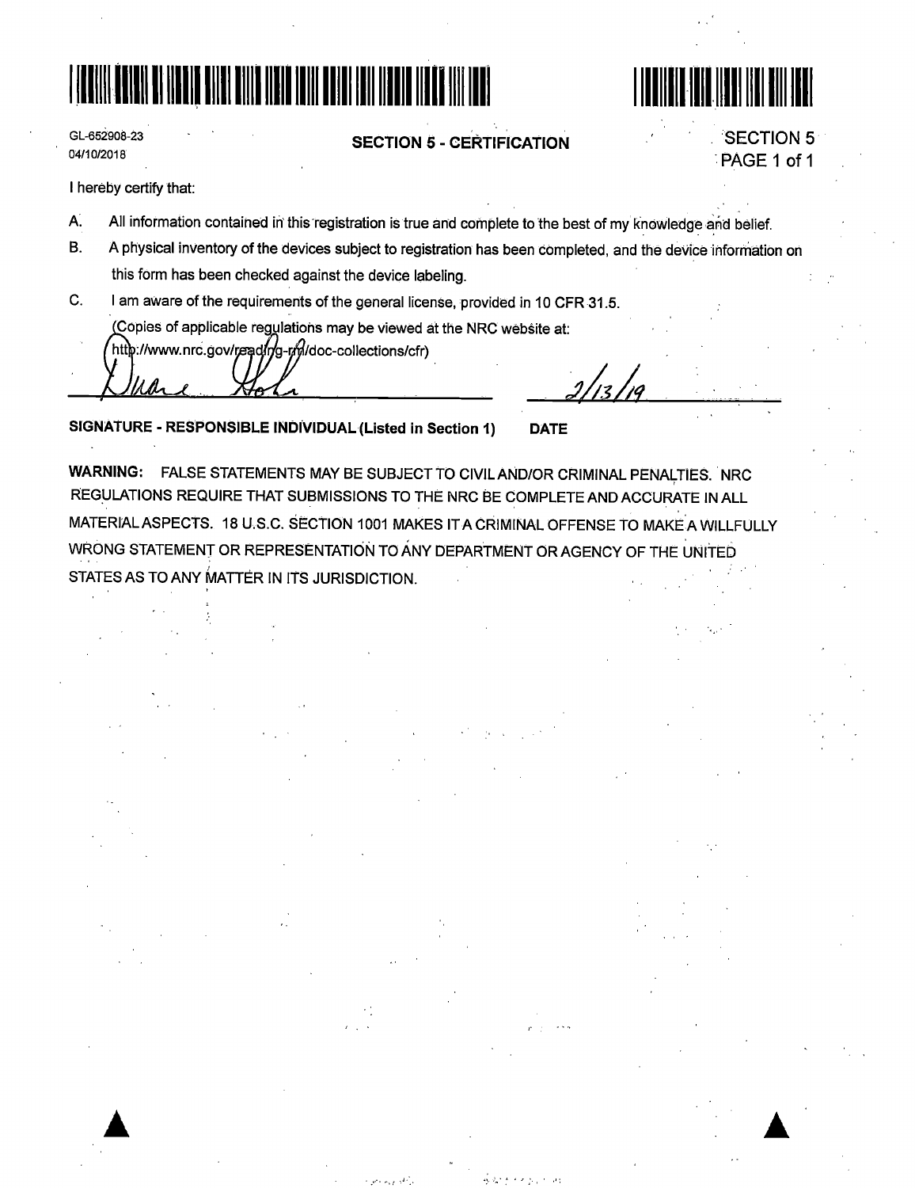GL-652908-23
04/10/2018

## SECTION 5 - CERTIFICATION

SECTION 5
PAGE 1 of 1

I hereby certify that:

A. All information contained in this registration is true and complete to the best of my knowledge and belief.

B. A physical inventory of the devices subject to registration has been completed, and the device information on this form has been checked against the device labeling.

C. I am aware of the requirements of the general license, provided in 10 CFR 31.5.
(Copies of applicable regulations may be viewed at the NRC website at: http://www.nrc.gov/reading-rm/doc-collections/cfr)

Duane Hoke — 2/13/19

**SIGNATURE - RESPONSIBLE INDIVIDUAL (Listed in Section 1)** **DATE**

**WARNING:** FALSE STATEMENTS MAY BE SUBJECT TO CIVIL AND/OR CRIMINAL PENALTIES. NRC REGULATIONS REQUIRE THAT SUBMISSIONS TO THE NRC BE COMPLETE AND ACCURATE IN ALL MATERIAL ASPECTS. 18 U.S.C. SECTION 1001 MAKES IT A CRIMINAL OFFENSE TO MAKE A WILLFULLY WRONG STATEMENT OR REPRESENTATION TO ANY DEPARTMENT OR AGENCY OF THE UNITED STATES AS TO ANY MATTER IN ITS JURISDICTION.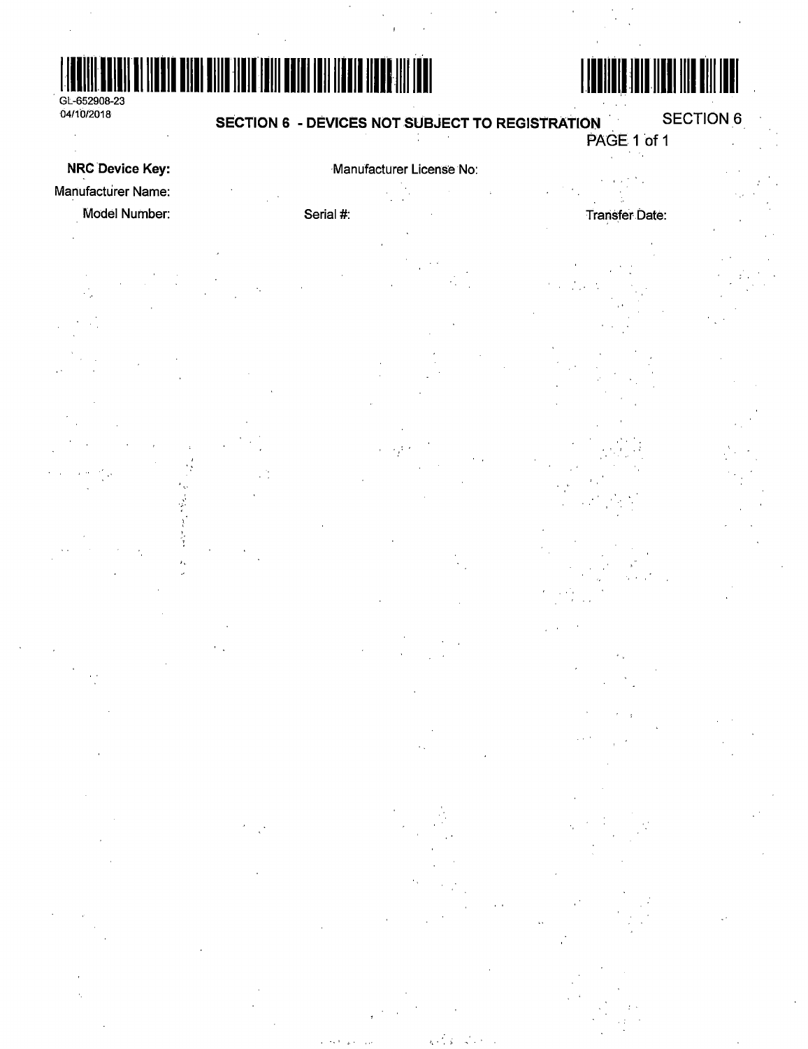GL-652908-23
04/10/2018

## SECTION 6 - DEVICES NOT SUBJECT TO REGISTRATION

SECTION 6

**NRC Device Key:** Manufacturer License No:

Manufacturer Name:

Model Number: Serial #: Transfer Date: